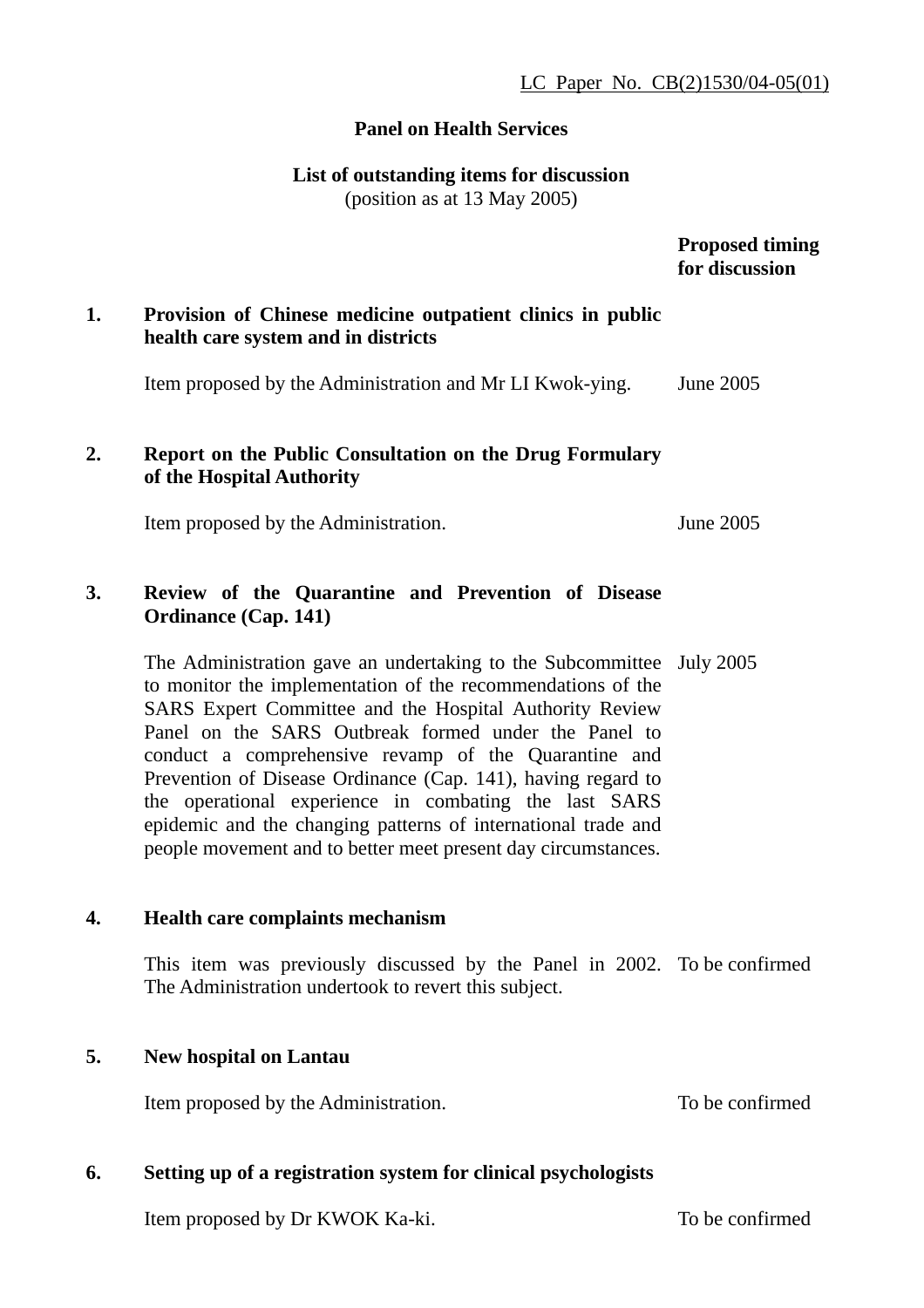LC Paper No. CB(2)1530/04-05(01)

**Panel on Health Services**

**List of outstanding items for discussion**
(position as at 13 May 2005)

| | | Proposed timing for discussion |
|---|---|---|
| **1.** | **Provision of Chinese medicine outpatient clinics in public health care system and in districts** | |
| | Item proposed by the Administration and Mr LI Kwok-ying. | June 2005 |
| **2.** | **Report on the Public Consultation on the Drug Formulary of the Hospital Authority** | |
| | Item proposed by the Administration. | June 2005 |
| **3.** | **Review of the Quarantine and Prevention of Disease Ordinance (Cap. 141)** | |
| | The Administration gave an undertaking to the Subcommittee to monitor the implementation of the recommendations of the SARS Expert Committee and the Hospital Authority Review Panel on the SARS Outbreak formed under the Panel to conduct a comprehensive revamp of the Quarantine and Prevention of Disease Ordinance (Cap. 141), having regard to the operational experience in combating the last SARS epidemic and the changing patterns of international trade and people movement and to better meet present day circumstances. | July 2005 |
| **4.** | **Health care complaints mechanism** | |
| | This item was previously discussed by the Panel in 2002. The Administration undertook to revert this subject. | To be confirmed |
| **5.** | **New hospital on Lantau** | |
| | Item proposed by the Administration. | To be confirmed |
| **6.** | **Setting up of a registration system for clinical psychologists** | |
| | Item proposed by Dr KWOK Ka-ki. | To be confirmed |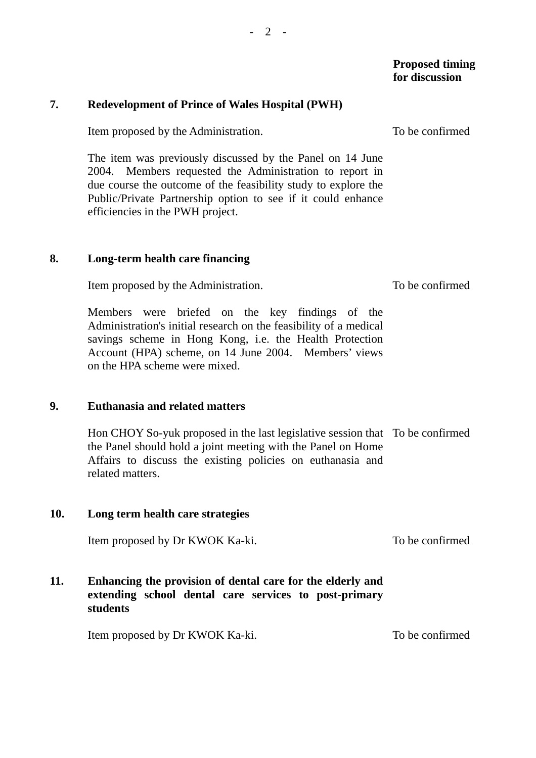**Proposed timing for discussion**

**7. Redevelopment of Prince of Wales Hospital (PWH)**

Item proposed by the Administration. — To be confirmed

The item was previously discussed by the Panel on 14 June 2004. Members requested the Administration to report in due course the outcome of the feasibility study to explore the Public/Private Partnership option to see if it could enhance efficiencies in the PWH project.

**8. Long-term health care financing**

Item proposed by the Administration. — To be confirmed

Members were briefed on the key findings of the Administration's initial research on the feasibility of a medical savings scheme in Hong Kong, i.e. the Health Protection Account (HPA) scheme, on 14 June 2004. Members' views on the HPA scheme were mixed.

**9. Euthanasia and related matters**

Hon CHOY So-yuk proposed in the last legislative session that the Panel should hold a joint meeting with the Panel on Home Affairs to discuss the existing policies on euthanasia and related matters. — To be confirmed

**10. Long term health care strategies**

Item proposed by Dr KWOK Ka-ki. — To be confirmed

**11. Enhancing the provision of dental care for the elderly and extending school dental care services to post-primary students**

Item proposed by Dr KWOK Ka-ki. — To be confirmed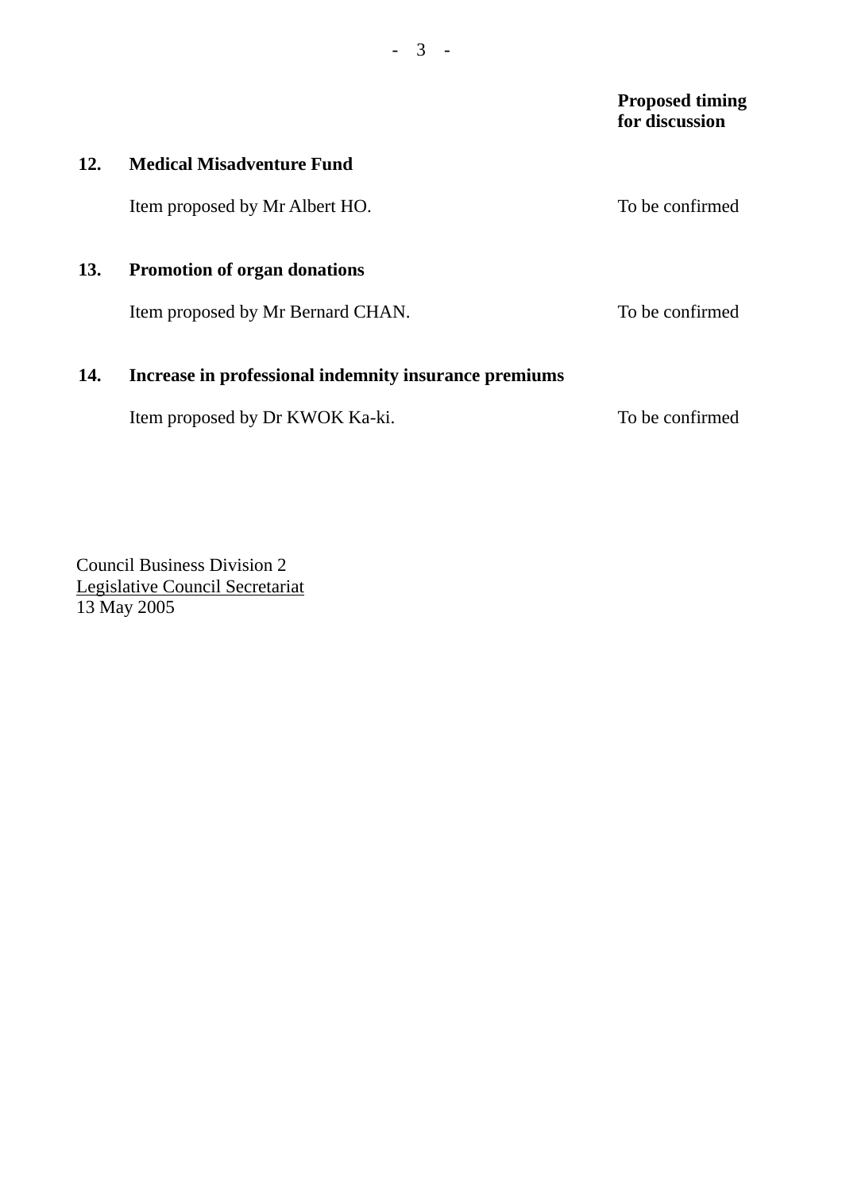**Proposed timing for discussion**

**12. Medical Misadventure Fund**

Item proposed by Mr Albert HO. — To be confirmed

**13. Promotion of organ donations**

Item proposed by Mr Bernard CHAN. — To be confirmed

**14. Increase in professional indemnity insurance premiums**

Item proposed by Dr KWOK Ka-ki. — To be confirmed

Council Business Division 2
Legislative Council Secretariat
13 May 2005